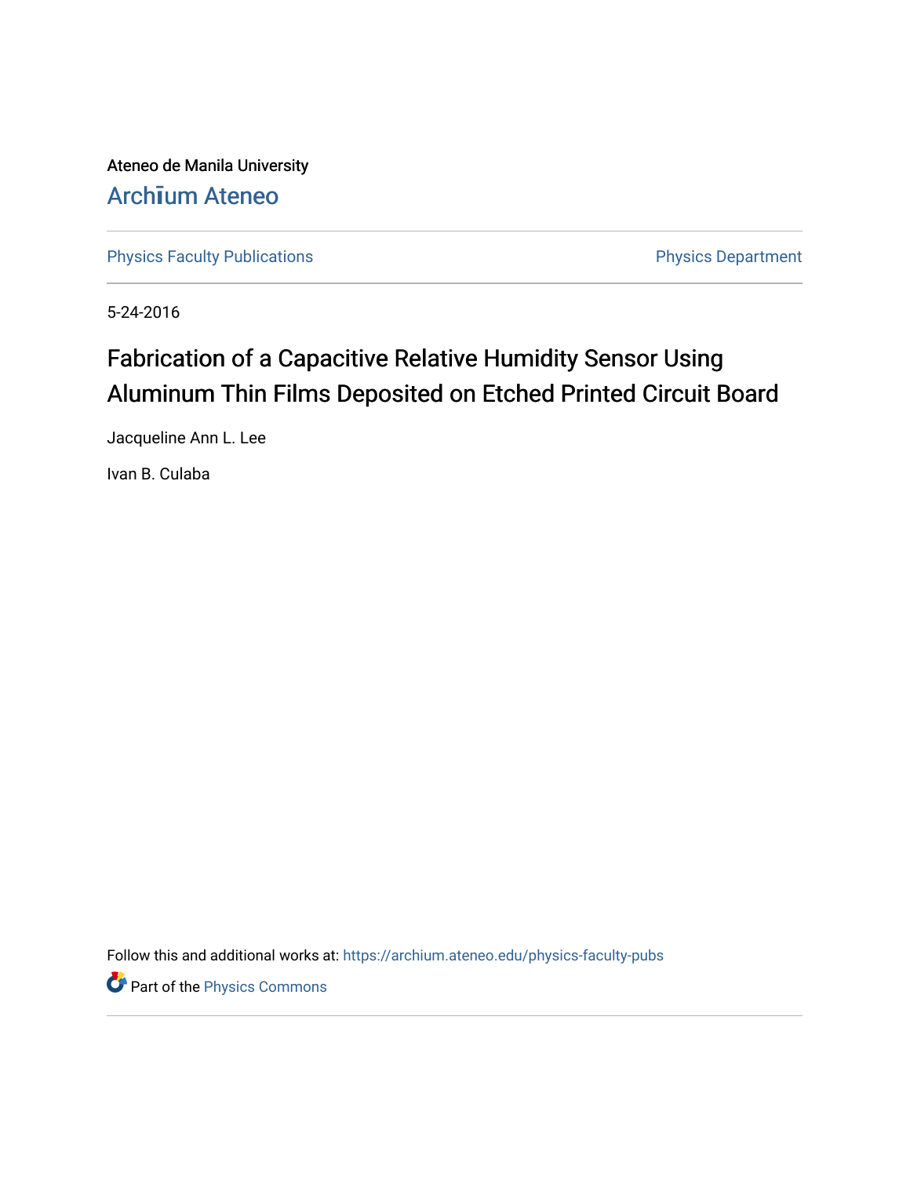Ateneo de Manila University

Archīum Ateneo

Physics Faculty Publications

Physics Department

5-24-2016

# Fabrication of a Capacitive Relative Humidity Sensor Using Aluminum Thin Films Deposited on Etched Printed Circuit Board

Jacqueline Ann L. Lee

Ivan B. Culaba

Follow this and additional works at: https://archium.ateneo.edu/physics-faculty-pubs

Part of the Physics Commons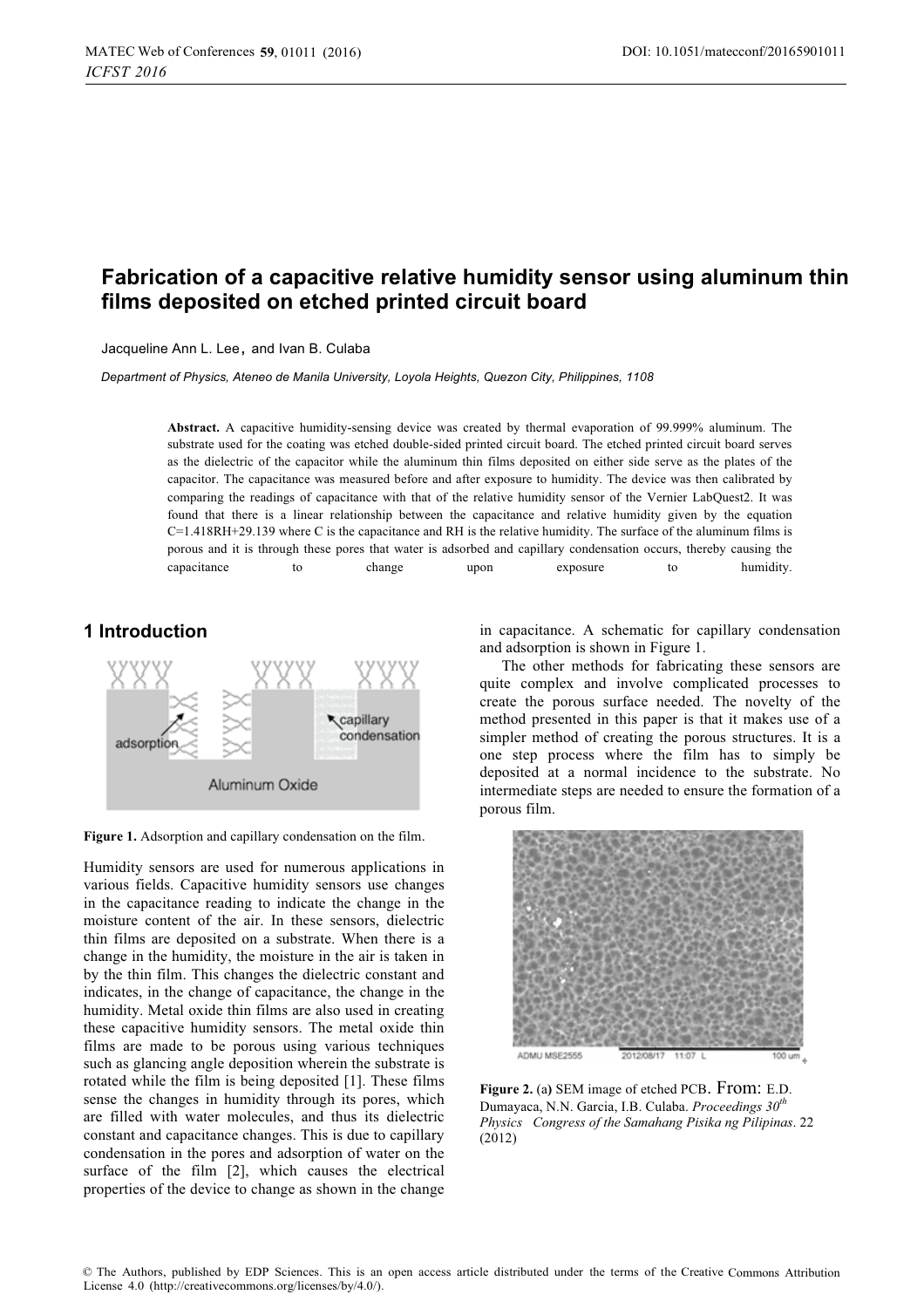# Fabrication of a capacitive relative humidity sensor using aluminum thin films deposited on etched printed circuit board

Jacqueline Ann L. Lee, and Ivan B. Culaba

*Department of Physics, Ateneo de Manila University, Loyola Heights, Quezon City, Philippines, 1108*

**Abstract.** A capacitive humidity-sensing device was created by thermal evaporation of 99.999% aluminum. The substrate used for the coating was etched double-sided printed circuit board. The etched printed circuit board serves as the dielectric of the capacitor while the aluminum thin films deposited on either side serve as the plates of the capacitor. The capacitance was measured before and after exposure to humidity. The device was then calibrated by comparing the readings of capacitance with that of the relative humidity sensor of the Vernier LabQuest2. It was found that there is a linear relationship between the capacitance and relative humidity given by the equation C=1.418RH+29.139 where C is the capacitance and RH is the relative humidity. The surface of the aluminum films is porous and it is through these pores that water is adsorbed and capillary condensation occurs, thereby causing the capacitance to change upon exposure to humidity.

## 1 Introduction

**Figure 1.** Adsorption and capillary condensation on the film.

Humidity sensors are used for numerous applications in various fields. Capacitive humidity sensors use changes in the capacitance reading to indicate the change in the moisture content of the air. In these sensors, dielectric thin films are deposited on a substrate. When there is a change in the humidity, the moisture in the air is taken in by the thin film. This changes the dielectric constant and indicates, in the change of capacitance, the change in the humidity. Metal oxide thin films are also used in creating these capacitive humidity sensors. The metal oxide thin films are made to be porous using various techniques such as glancing angle deposition wherein the substrate is rotated while the film is being deposited [1]. These films sense the changes in humidity through its pores, which are filled with water molecules, and thus its dielectric constant and capacitance changes. This is due to capillary condensation in the pores and adsorption of water on the surface of the film [2], which causes the electrical properties of the device to change as shown in the change in capacitance. A schematic for capillary condensation and adsorption is shown in Figure 1.

The other methods for fabricating these sensors are quite complex and involve complicated processes to create the porous surface needed. The novelty of the method presented in this paper is that it makes use of a simpler method of creating the porous structures. It is a one step process where the film has to simply be deposited at a normal incidence to the substrate. No intermediate steps are needed to ensure the formation of a porous film.

**Figure 2.** (a) SEM image of etched PCB. From: E.D. Dumayaca, N.N. Garcia, I.B. Culaba. *Proceedings 30th Physics Congress of the Samahang Pisika ng Pilipinas*. 22 (2012)

© The Authors, published by EDP Sciences. This is an open access article distributed under the terms of the Creative Commons Attribution License 4.0 (http://creativecommons.org/licenses/by/4.0/).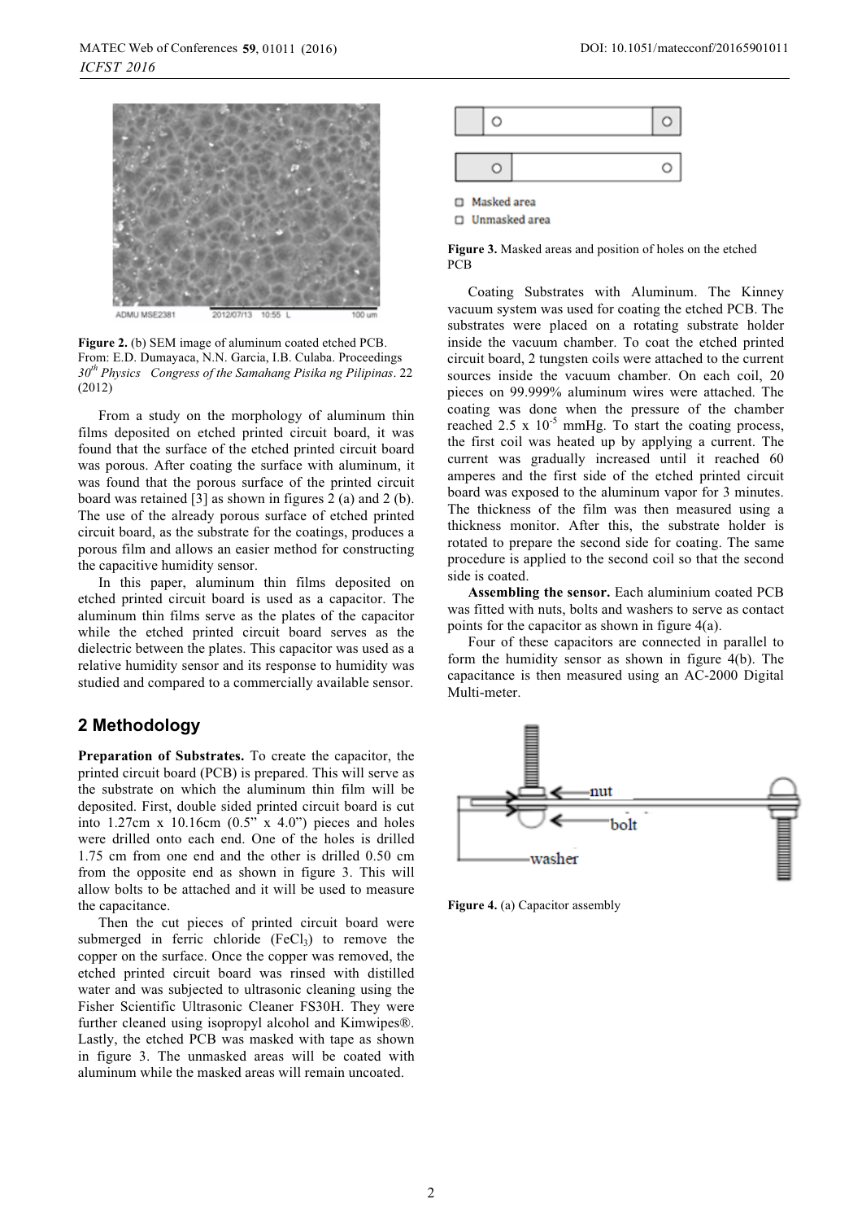Figure 2. (b) SEM image of aluminum coated etched PCB. From: E.D. Dumayaca, N.N. Garcia, I.B. Culaba. Proceedings *30th Physics Congress of the Samahang Pisika ng Pilipinas*. 22 (2012)

From a study on the morphology of aluminum thin films deposited on etched printed circuit board, it was found that the surface of the etched printed circuit board was porous. After coating the surface with aluminum, it was found that the porous surface of the printed circuit board was retained [3] as shown in figures 2 (a) and 2 (b). The use of the already porous surface of etched printed circuit board, as the substrate for the coatings, produces a porous film and allows an easier method for constructing the capacitive humidity sensor.

In this paper, aluminum thin films deposited on etched printed circuit board is used as a capacitor. The aluminum thin films serve as the plates of the capacitor while the etched printed circuit board serves as the dielectric between the plates. This capacitor was used as a relative humidity sensor and its response to humidity was studied and compared to a commercially available sensor.

## 2 Methodology

**Preparation of Substrates.** To create the capacitor, the printed circuit board (PCB) is prepared. This will serve as the substrate on which the aluminum thin film will be deposited. First, double sided printed circuit board is cut into 1.27cm x 10.16cm (0.5" x 4.0") pieces and holes were drilled onto each end. One of the holes is drilled 1.75 cm from one end and the other is drilled 0.50 cm from the opposite end as shown in figure 3. This will allow bolts to be attached and it will be used to measure the capacitance.

Then the cut pieces of printed circuit board were submerged in ferric chloride ($FeCl_3$) to remove the copper on the surface. Once the copper was removed, the etched printed circuit board was rinsed with distilled water and was subjected to ultrasonic cleaning using the Fisher Scientific Ultrasonic Cleaner FS30H. They were further cleaned using isopropyl alcohol and Kimwipes®. Lastly, the etched PCB was masked with tape as shown in figure 3. The unmasked areas will be coated with aluminum while the masked areas will remain uncoated.

Masked area
Unmasked area

Figure 3. Masked areas and position of holes on the etched PCB

Coating Substrates with Aluminum. The Kinney vacuum system was used for coating the etched PCB. The substrates were placed on a rotating substrate holder inside the vacuum chamber. To coat the etched printed circuit board, 2 tungsten coils were attached to the current sources inside the vacuum chamber. On each coil, 20 pieces on 99.999% aluminum wires were attached. The coating was done when the pressure of the chamber reached 2.5 x $10^{-5}$ mmHg. To start the coating process, the first coil was heated up by applying a current. The current was gradually increased until it reached 60 amperes and the first side of the etched printed circuit board was exposed to the aluminum vapor for 3 minutes. The thickness of the film was then measured using a thickness monitor. After this, the substrate holder is rotated to prepare the second side for coating. The same procedure is applied to the second coil so that the second side is coated.

**Assembling the sensor.** Each aluminium coated PCB was fitted with nuts, bolts and washers to serve as contact points for the capacitor as shown in figure 4(a).

Four of these capacitors are connected in parallel to form the humidity sensor as shown in figure 4(b). The capacitance is then measured using an AC-2000 Digital Multi-meter.

Figure 4. (a) Capacitor assembly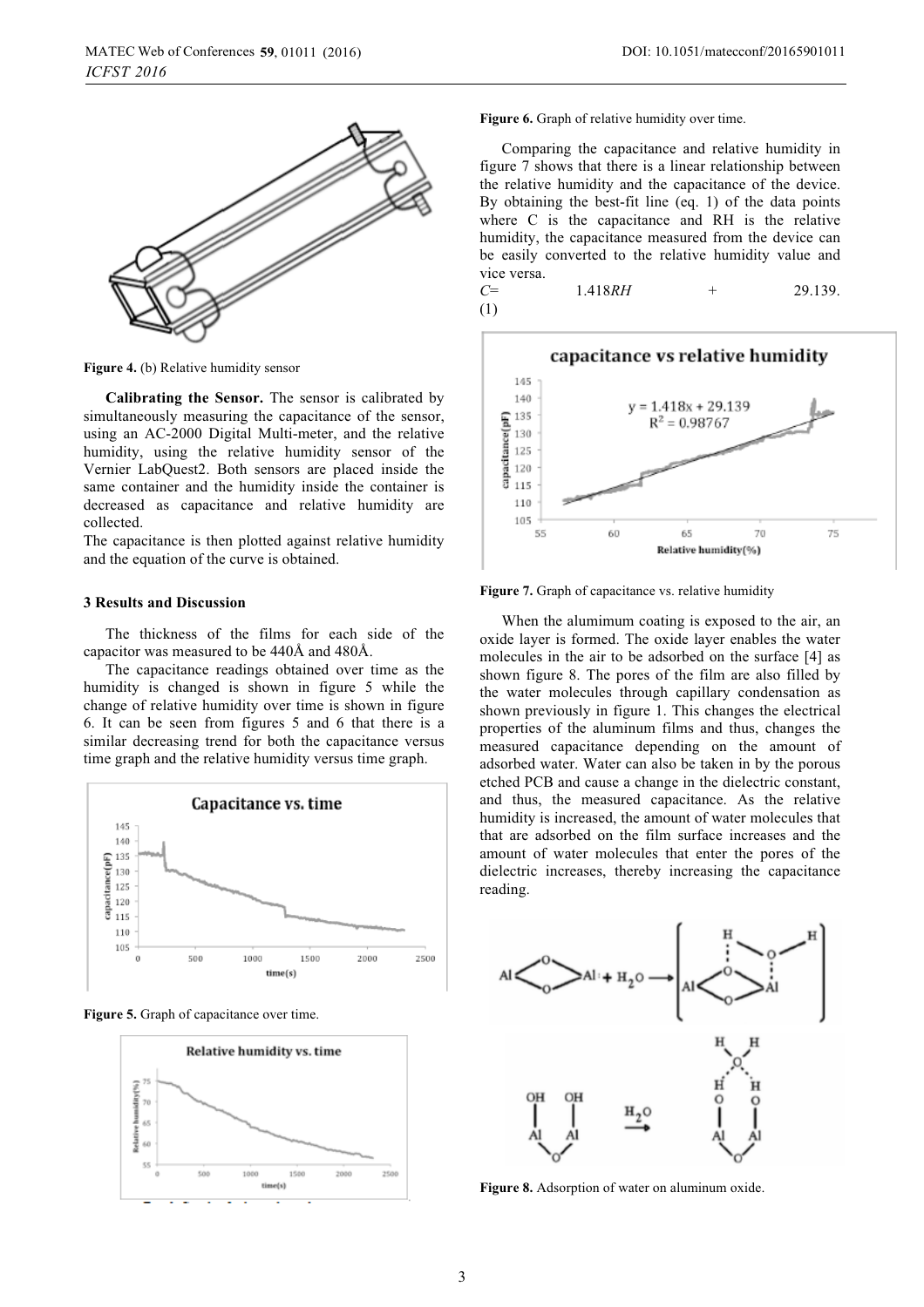Figure 4. (b) Relative humidity sensor

**Calibrating the Sensor.** The sensor is calibrated by simultaneously measuring the capacitance of the sensor, using an AC-2000 Digital Multi-meter, and the relative humidity, using the relative humidity sensor of the Vernier LabQuest2. Both sensors are placed inside the same container and the humidity inside the container is decreased as capacitance and relative humidity are collected.

The capacitance is then plotted against relative humidity and the equation of the curve is obtained.

## 3 Results and Discussion

The thickness of the films for each side of the capacitor was measured to be 440Å and 480Å.

The capacitance readings obtained over time as the humidity is changed is shown in figure 5 while the change of relative humidity over time is shown in figure 6. It can be seen from figures 5 and 6 that there is a similar decreasing trend for both the capacitance versus time graph and the relative humidity versus time graph.

Figure 5. Graph of capacitance over time.

Figure 6. Graph of relative humidity over time.

Comparing the capacitance and relative humidity in figure 7 shows that there is a linear relationship between the relative humidity and the capacitance of the device. By obtaining the best-fit line (eq. 1) of the data points where C is the capacitance and RH is the relative humidity, the capacitance measured from the device can be easily converted to the relative humidity value and vice versa.

$$C = 1.418RH + 29.139. \quad (1)$$

Figure 7. Graph of capacitance vs. relative humidity

When the alumimum coating is exposed to the air, an oxide layer is formed. The oxide layer enables the water molecules in the air to be adsorbed on the surface [4] as shown figure 8. The pores of the film are also filled by the water molecules through capillary condensation as shown previously in figure 1. This changes the electrical properties of the aluminum films and thus, changes the measured capacitance depending on the amount of adsorbed water. Water can also be taken in by the porous etched PCB and cause a change in the dielectric constant, and thus, the measured capacitance. As the relative humidity is increased, the amount of water molecules that that are adsorbed on the film surface increases and the amount of water molecules that enter the pores of the dielectric increases, thereby increasing the capacitance reading.

Figure 8. Adsorption of water on aluminum oxide.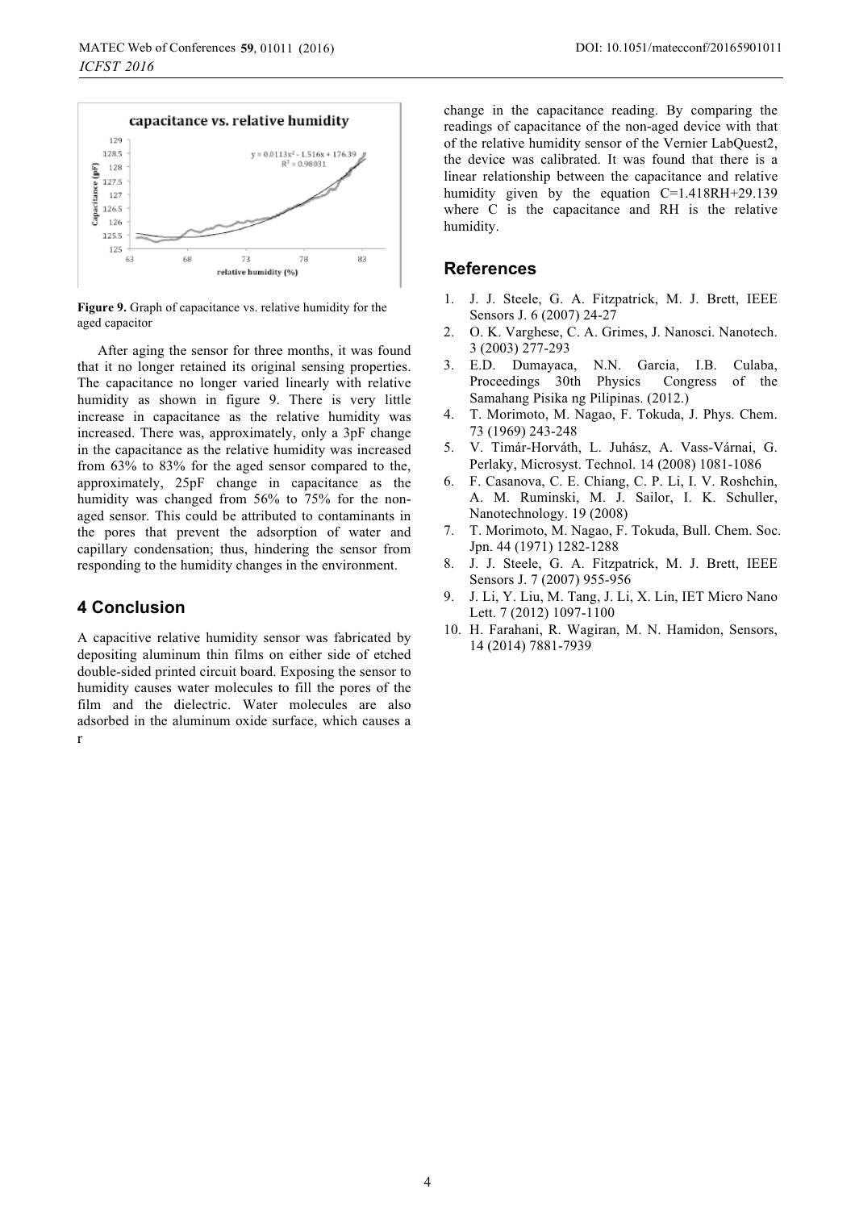capacitance vs. relative humidity

$y = 0.0113x^2 - 1.516x + 176.39$
$R^2 = 0.98031$

Capacitance (pF)

129
128.5
128
127.5
127
126.5
126
125.5
125

63 68 73 78 83

relative humidity (%)

**Figure 9.** Graph of capacitance vs. relative humidity for the aged capacitor

After aging the sensor for three months, it was found that it no longer retained its original sensing properties. The capacitance no longer varied linearly with relative humidity as shown in figure 9. There is very little increase in capacitance as the relative humidity was increased. There was, approximately, only a 3pF change in the capacitance as the relative humidity was increased from 63% to 83% for the aged sensor compared to the, approximately, 25pF change in capacitance as the humidity was changed from 56% to 75% for the non-aged sensor. This could be attributed to contaminants in the pores that prevent the adsorption of water and capillary condensation; thus, hindering the sensor from responding to the humidity changes in the environment.

## 4 Conclusion

A capacitive relative humidity sensor was fabricated by depositing aluminum thin films on either side of etched double-sided printed circuit board. Exposing the sensor to humidity causes water molecules to fill the pores of the film and the dielectric. Water molecules are also adsorbed in the aluminum oxide surface, which causes a r change in the capacitance reading. By comparing the readings of capacitance of the non-aged device with that of the relative humidity sensor of the Vernier LabQuest2, the device was calibrated. It was found that there is a linear relationship between the capacitance and relative humidity given by the equation $C=1.418RH+29.139$ where C is the capacitance and RH is the relative humidity.

## References

1. J. J. Steele, G. A. Fitzpatrick, M. J. Brett, IEEE Sensors J. 6 (2007) 24-27
2. O. K. Varghese, C. A. Grimes, J. Nanosci. Nanotech. 3 (2003) 277-293
3. E.D. Dumayaca, N.N. Garcia, I.B. Culaba, Proceedings 30th Physics Congress of the Samahang Pisika ng Pilipinas. (2012.)
4. T. Morimoto, M. Nagao, F. Tokuda, J. Phys. Chem. 73 (1969) 243-248
5. V. Timár-Horváth, L. Juhász, A. Vass-Várnai, G. Perlaky, Microsyst. Technol. 14 (2008) 1081-1086
6. F. Casanova, C. E. Chiang, C. P. Li, I. V. Roshchin, A. M. Ruminski, M. J. Sailor, I. K. Schuller, Nanotechnology. 19 (2008)
7. T. Morimoto, M. Nagao, F. Tokuda, Bull. Chem. Soc. Jpn. 44 (1971) 1282-1288
8. J. J. Steele, G. A. Fitzpatrick, M. J. Brett, IEEE Sensors J. 7 (2007) 955-956
9. J. Li, Y. Liu, M. Tang, J. Li, X. Lin, IET Micro Nano Lett. 7 (2012) 1097-1100
10. H. Farahani, R. Wagiran, M. N. Hamidon, Sensors, 14 (2014) 7881-7939